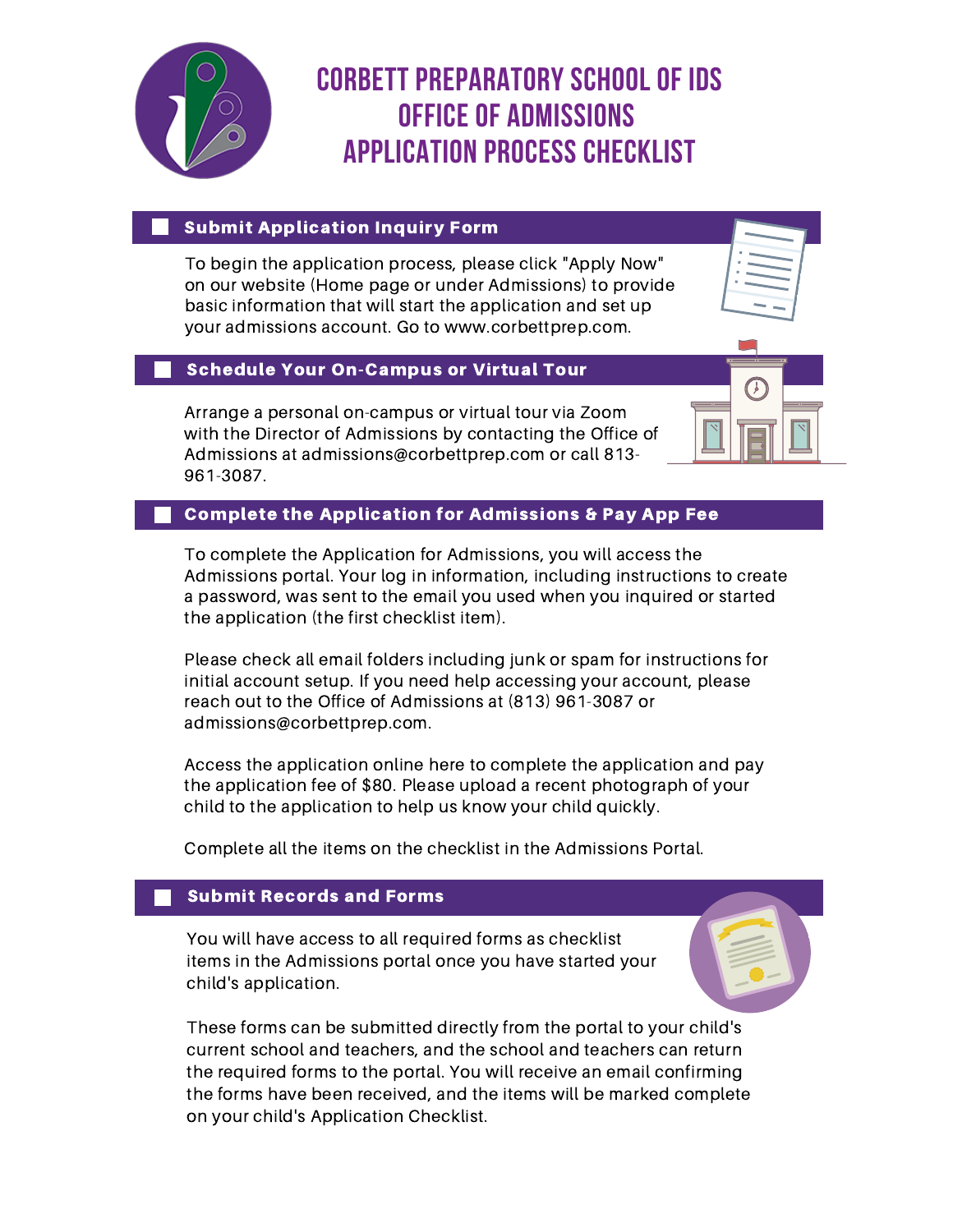# CORBETT PREPARATORY SCHOOL OF IDS
# OFFICE OF ADMISSIONS
# APPLICATION PROCESS CHECKLIST

## Submit Application Inquiry Form

To begin the application process, please click "Apply Now" on our website (Home page or under Admissions) to provide basic information that will start the application and set up your admissions account. Go to www.corbettprep.com.

## Schedule Your On-Campus or Virtual Tour

Arrange a personal on-campus or virtual tour via Zoom with the Director of Admissions by contacting the Office of Admissions at admissions@corbettprep.com or call 813-961-3087.

## Complete the Application for Admissions & Pay App Fee

To complete the Application for Admissions, you will access the Admissions portal. Your log in information, including instructions to create a password, was sent to the email you used when you inquired or started the application (the first checklist item).

Please check all email folders including junk or spam for instructions for initial account setup. If you need help accessing your account, please reach out to the Office of Admissions at (813) 961-3087 or admissions@corbettprep.com.

Access the application online here to complete the application and pay the application fee of $80. Please upload a recent photograph of your child to the application to help us know your child quickly.

Complete all the items on the checklist in the Admissions Portal.

## Submit Records and Forms

You will have access to all required forms as checklist items in the Admissions portal once you have started your child's application.

These forms can be submitted directly from the portal to your child's current school and teachers, and the school and teachers can return the required forms to the portal. You will receive an email confirming the forms have been received, and the items will be marked complete on your child's Application Checklist.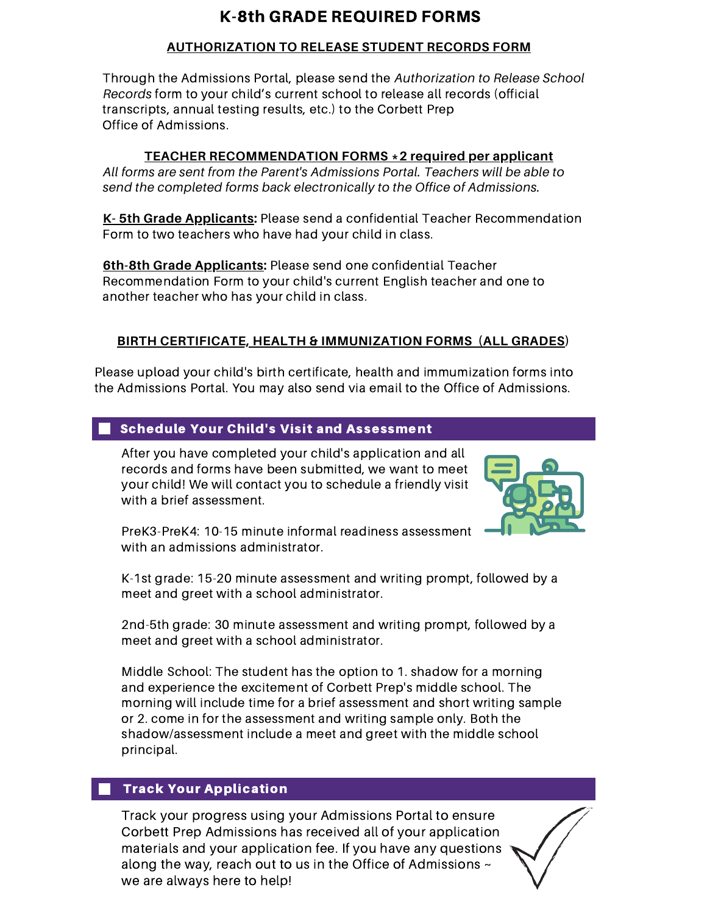# K-8th GRADE REQUIRED FORMS

## AUTHORIZATION TO RELEASE STUDENT RECORDS FORM

Through the Admissions Portal, please send the *Authorization to Release School Records* form to your child's current school to release all records (official transcripts, annual testing results, etc.) to the Corbett Prep Office of Admissions.

## TEACHER RECOMMENDATION FORMS *2 required per applicant

*All forms are sent from the Parent's Admissions Portal. Teachers will be able to send the completed forms back electronically to the Office of Admissions.*

**K- 5th Grade Applicants:** Please send a confidential Teacher Recommendation Form to two teachers who have had your child in class.

**6th-8th Grade Applicants:** Please send one confidential Teacher Recommendation Form to your child's current English teacher and one to another teacher who has your child in class.

## BIRTH CERTIFICATE, HEALTH & IMMUNIZATION FORMS (ALL GRADES)

Please upload your child's birth certificate, health and immumization forms into the Admissions Portal. You may also send via email to the Office of Admissions.

## Schedule Your Child's Visit and Assessment

After you have completed your child's application and all records and forms have been submitted, we want to meet your child! We will contact you to schedule a friendly visit with a brief assessment.

PreK3-PreK4: 10-15 minute informal readiness assessment with an admissions administrator.

K-1st grade: 15-20 minute assessment and writing prompt, followed by a meet and greet with a school administrator.

2nd-5th grade: 30 minute assessment and writing prompt, followed by a meet and greet with a school administrator.

Middle School: The student has the option to 1. shadow for a morning and experience the excitement of Corbett Prep's middle school. The morning will include time for a brief assessment and short writing sample or 2. come in for the assessment and writing sample only. Both the shadow/assessment include a meet and greet with the middle school principal.

## Track Your Application

Track your progress using your Admissions Portal to ensure Corbett Prep Admissions has received all of your application materials and your application fee. If you have any questions along the way, reach out to us in the Office of Admissions ~ we are always here to help!